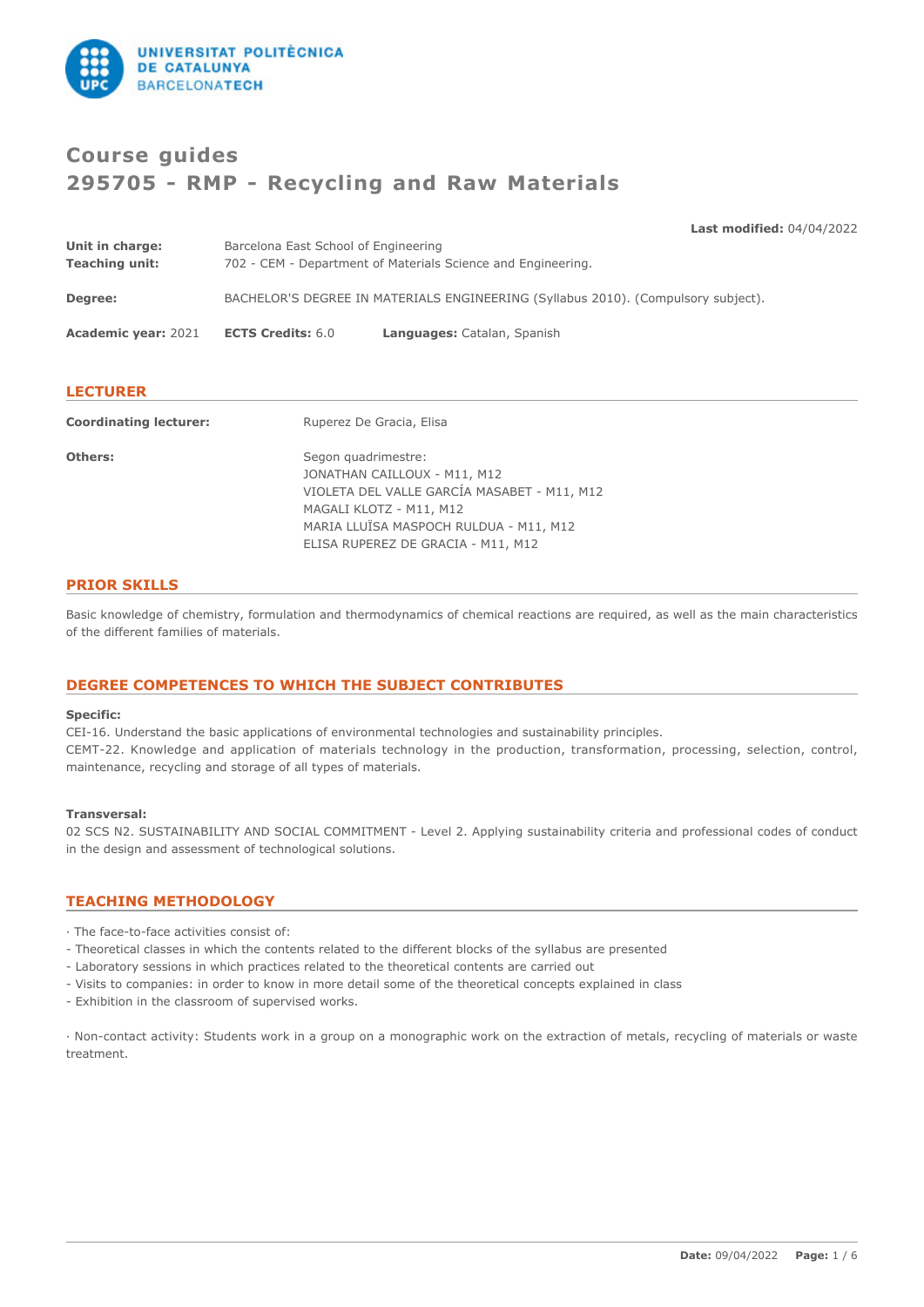# Course guides
# 295705 - RMP - Recycling and Raw Materials

**Last modified:** 04/04/2022

**Unit in charge:** Barcelona East School of Engineering
**Teaching unit:** 702 - CEM - Department of Materials Science and Engineering.

**Degree:** BACHELOR'S DEGREE IN MATERIALS ENGINEERING (Syllabus 2010). (Compulsory subject).

**Academic year:** 2021 **ECTS Credits:** 6.0 **Languages:** Catalan, Spanish

## LECTURER

**Coordinating lecturer:** Ruperez De Gracia, Elisa

**Others:** Segon quadrimestre:
JONATHAN CAILLOUX - M11, M12
VIOLETA DEL VALLE GARCÍA MASABET - M11, M12
MAGALI KLOTZ - M11, M12
MARIA LLUÏSA MASPOCH RULDUA - M11, M12
ELISA RUPEREZ DE GRACIA - M11, M12

## PRIOR SKILLS

Basic knowledge of chemistry, formulation and thermodynamics of chemical reactions are required, as well as the main characteristics of the different families of materials.

## DEGREE COMPETENCES TO WHICH THE SUBJECT CONTRIBUTES

**Specific:**
CEI-16. Understand the basic applications of environmental technologies and sustainability principles.
CEMT-22. Knowledge and application of materials technology in the production, transformation, processing, selection, control, maintenance, recycling and storage of all types of materials.

**Transversal:**
02 SCS N2. SUSTAINABILITY AND SOCIAL COMMITMENT - Level 2. Applying sustainability criteria and professional codes of conduct in the design and assessment of technological solutions.

## TEACHING METHODOLOGY

· The face-to-face activities consist of:
- Theoretical classes in which the contents related to the different blocks of the syllabus are presented
- Laboratory sessions in which practices related to the theoretical contents are carried out
- Visits to companies: in order to know in more detail some of the theoretical concepts explained in class
- Exhibition in the classroom of supervised works.

· Non-contact activity: Students work in a group on a monographic work on the extraction of metals, recycling of materials or waste treatment.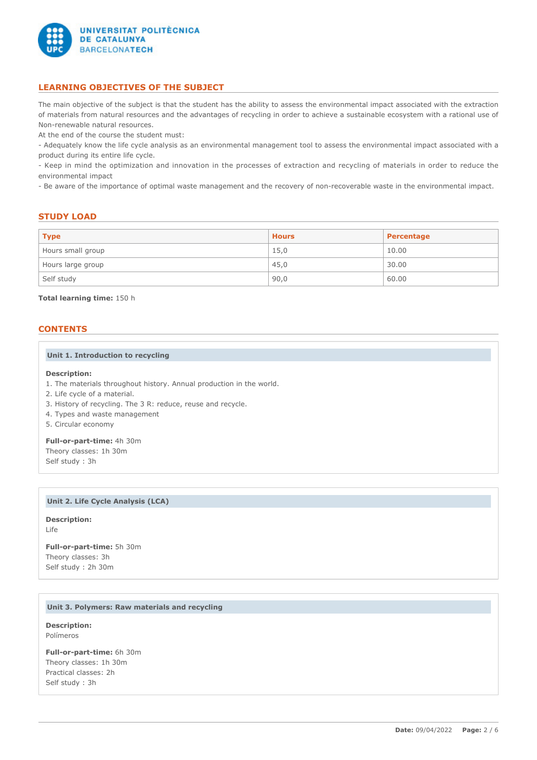## LEARNING OBJECTIVES OF THE SUBJECT

The main objective of the subject is that the student has the ability to assess the environmental impact associated with the extraction of materials from natural resources and the advantages of recycling in order to achieve a sustainable ecosystem with a rational use of Non-renewable natural resources.

At the end of the course the student must:

- Adequately know the life cycle analysis as an environmental management tool to assess the environmental impact associated with a product during its entire life cycle.
- Keep in mind the optimization and innovation in the processes of extraction and recycling of materials in order to reduce the environmental impact
- Be aware of the importance of optimal waste management and the recovery of non-recoverable waste in the environmental impact.

## STUDY LOAD

| Type | Hours | Percentage |
|---|---|---|
| Hours small group | 15,0 | 10.00 |
| Hours large group | 45,0 | 30.00 |
| Self study | 90,0 | 60.00 |

**Total learning time:** 150 h

## CONTENTS

### Unit 1. Introduction to recycling

**Description:**

1. The materials throughout history. Annual production in the world.
2. Life cycle of a material.
3. History of recycling. The 3 R: reduce, reuse and recycle.
4. Types and waste management
5. Circular economy

**Full-or-part-time:** 4h 30m
Theory classes: 1h 30m
Self study : 3h

### Unit 2. Life Cycle Analysis (LCA)

**Description:**
Life

**Full-or-part-time:** 5h 30m
Theory classes: 3h
Self study : 2h 30m

### Unit 3. Polymers: Raw materials and recycling

**Description:**
Polímeros

**Full-or-part-time:** 6h 30m
Theory classes: 1h 30m
Practical classes: 2h
Self study : 3h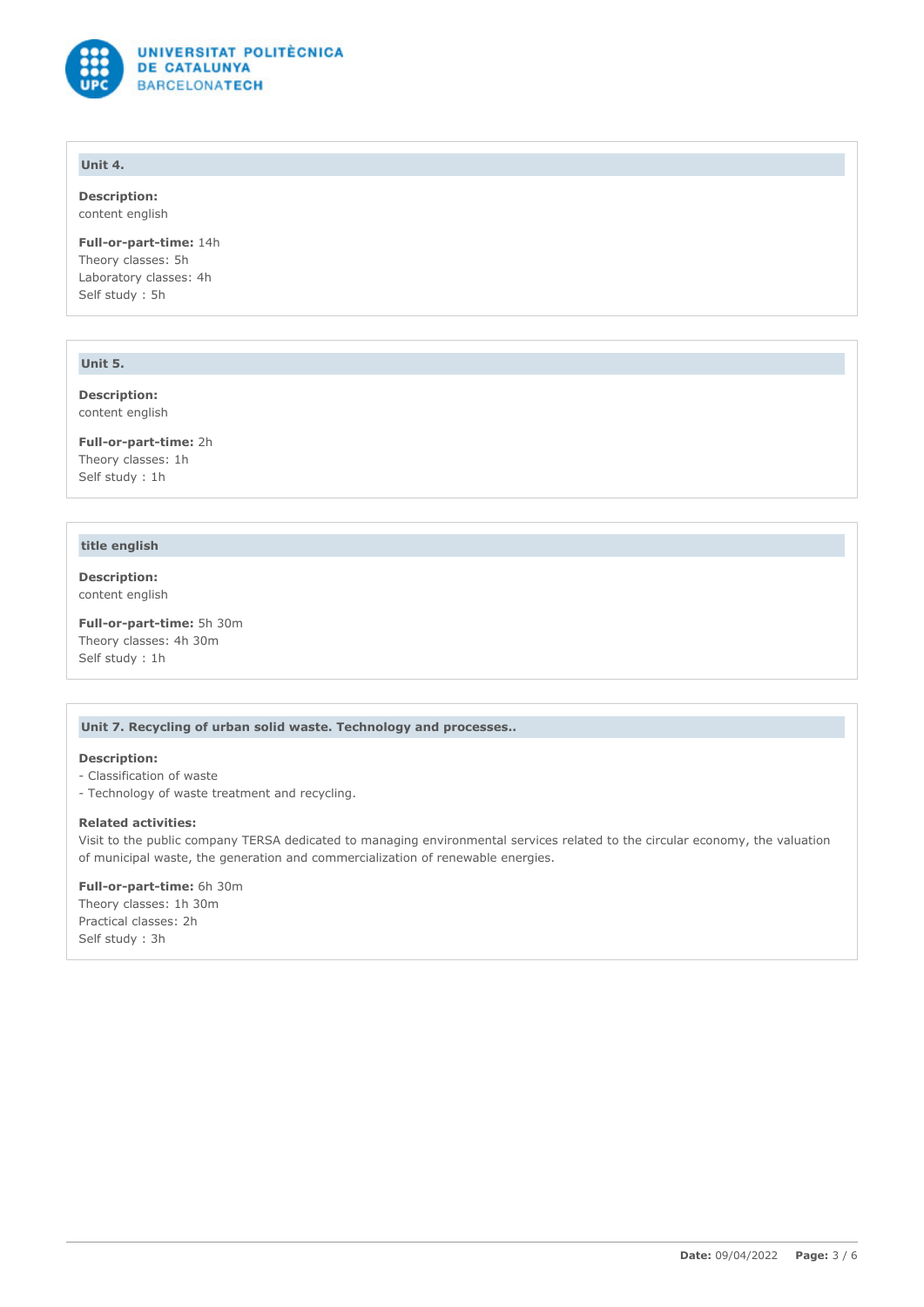### Unit 4.

**Description:**
content english

**Full-or-part-time:** 14h
Theory classes: 5h
Laboratory classes: 4h
Self study : 5h

### Unit 5.

**Description:**
content english

**Full-or-part-time:** 2h
Theory classes: 1h
Self study : 1h

### title english

**Description:**
content english

**Full-or-part-time:** 5h 30m
Theory classes: 4h 30m
Self study : 1h

### Unit 7. Recycling of urban solid waste. Technology and processes..

**Description:**
- Classification of waste
- Technology of waste treatment and recycling.

**Related activities:**
Visit to the public company TERSA dedicated to managing environmental services related to the circular economy, the valuation of municipal waste, the generation and commercialization of renewable energies.

**Full-or-part-time:** 6h 30m
Theory classes: 1h 30m
Practical classes: 2h
Self study : 3h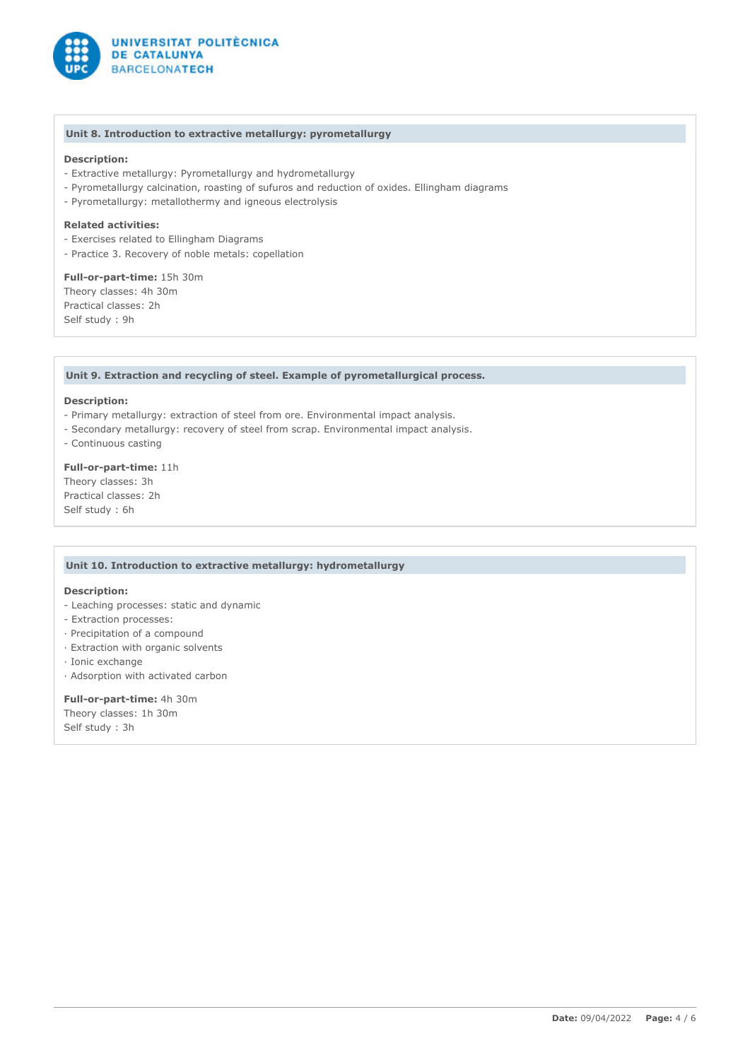### Unit 8. Introduction to extractive metallurgy: pyrometallurgy

**Description:**
- Extractive metallurgy: Pyrometallurgy and hydrometallurgy
- Pyrometallurgy calcination, roasting of sufuros and reduction of oxides. Ellingham diagrams
- Pyrometallurgy: metallothermy and igneous electrolysis

**Related activities:**
- Exercises related to Ellingham Diagrams
- Practice 3. Recovery of noble metals: copellation

**Full-or-part-time:** 15h 30m
Theory classes: 4h 30m
Practical classes: 2h
Self study : 9h

### Unit 9. Extraction and recycling of steel. Example of pyrometallurgical process.

**Description:**
- Primary metallurgy: extraction of steel from ore. Environmental impact analysis.
- Secondary metallurgy: recovery of steel from scrap. Environmental impact analysis.
- Continuous casting

**Full-or-part-time:** 11h
Theory classes: 3h
Practical classes: 2h
Self study : 6h

### Unit 10. Introduction to extractive metallurgy: hydrometallurgy

**Description:**
- Leaching processes: static and dynamic
- Extraction processes:
· Precipitation of a compound
· Extraction with organic solvents
· Ionic exchange
· Adsorption with activated carbon

**Full-or-part-time:** 4h 30m
Theory classes: 1h 30m
Self study : 3h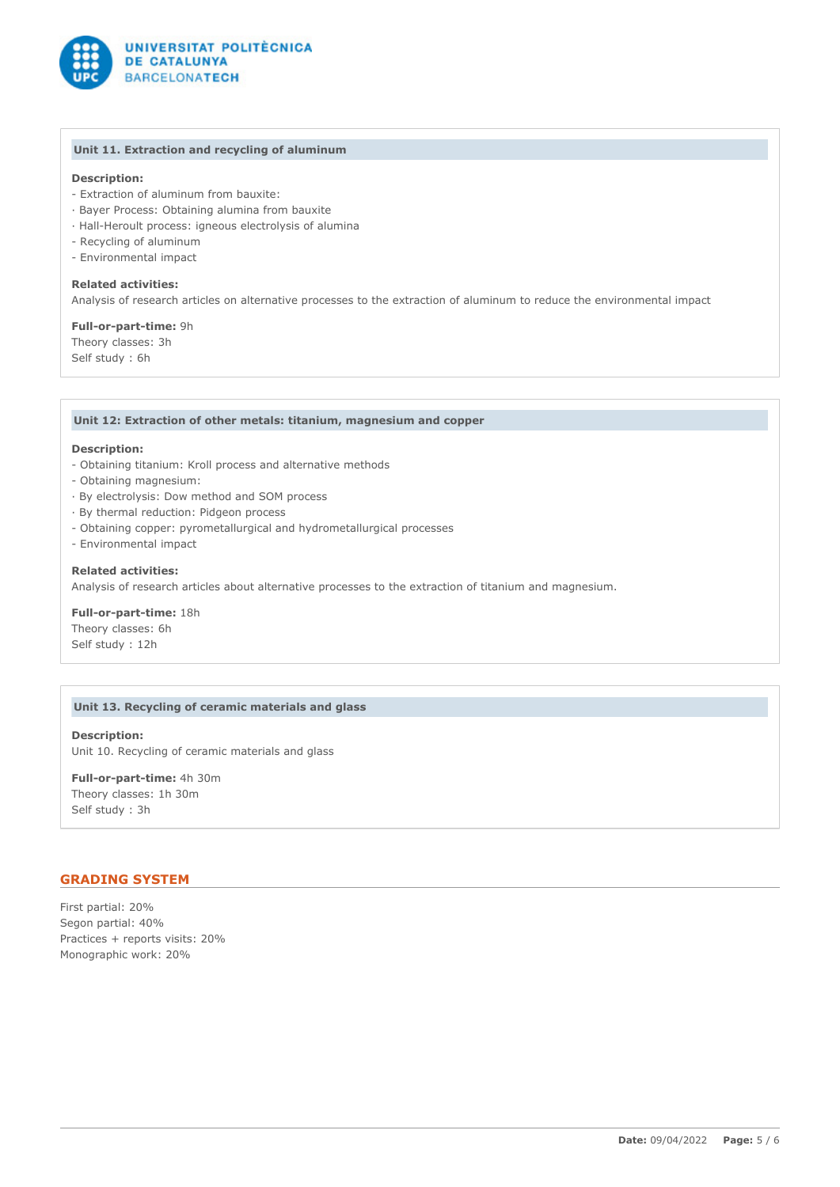### Unit 11. Extraction and recycling of aluminum

**Description:**
- Extraction of aluminum from bauxite:
· Bayer Process: Obtaining alumina from bauxite
· Hall-Herout process: igneous electrolysis of alumina
- Recycling of aluminum
- Environmental impact

**Related activities:**
Analysis of research articles on alternative processes to the extraction of aluminum to reduce the environmental impact

**Full-or-part-time:** 9h
Theory classes: 3h
Self study : 6h

### Unit 12: Extraction of other metals: titanium, magnesium and copper

**Description:**
- Obtaining titanium: Kroll process and alternative methods
- Obtaining magnesium:
· By electrolysis: Dow method and SOM process
· By thermal reduction: Pidgeon process
- Obtaining copper: pyrometallurgical and hydrometallurgical processes
- Environmental impact

**Related activities:**
Analysis of research articles about alternative processes to the extraction of titanium and magnesium.

**Full-or-part-time:** 18h
Theory classes: 6h
Self study : 12h

### Unit 13. Recycling of ceramic materials and glass

**Description:**
Unit 10. Recycling of ceramic materials and glass

**Full-or-part-time:** 4h 30m
Theory classes: 1h 30m
Self study : 3h

## GRADING SYSTEM

First partial: 20%
Segon partial: 40%
Practices + reports visits: 20%
Monographic work: 20%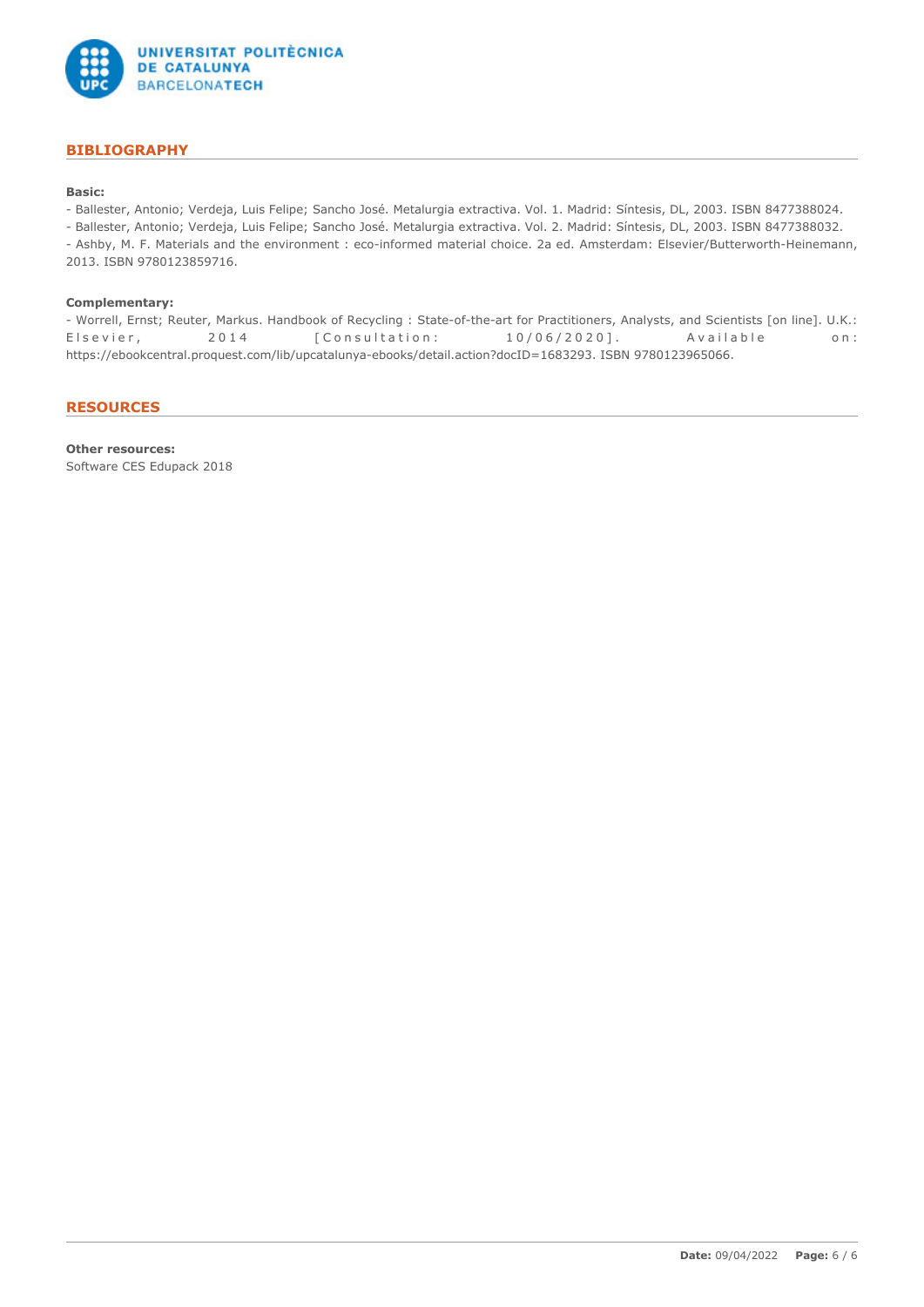## BIBLIOGRAPHY

**Basic:**

- Ballester, Antonio; Verdeja, Luis Felipe; Sancho José. Metalurgia extractiva. Vol. 1. Madrid: Síntesis, DL, 2003. ISBN 8477388024.
- Ballester, Antonio; Verdeja, Luis Felipe; Sancho José. Metalurgia extractiva. Vol. 2. Madrid: Síntesis, DL, 2003. ISBN 8477388032.
- Ashby, M. F. Materials and the environment : eco-informed material choice. 2a ed. Amsterdam: Elsevier/Butterworth-Heinemann, 2013. ISBN 9780123859716.

**Complementary:**

- Worrell, Ernst; Reuter, Markus. Handbook of Recycling : State-of-the-art for Practitioners, Analysts, and Scientists [on line]. U.K.: Elsevier, 2014 [Consultation: 10/06/2020]. Available on: https://ebookcentral.proquest.com/lib/upcatalunya-ebooks/detail.action?docID=1683293. ISBN 9780123965066.

## RESOURCES

**Other resources:**
Software CES Edupack 2018